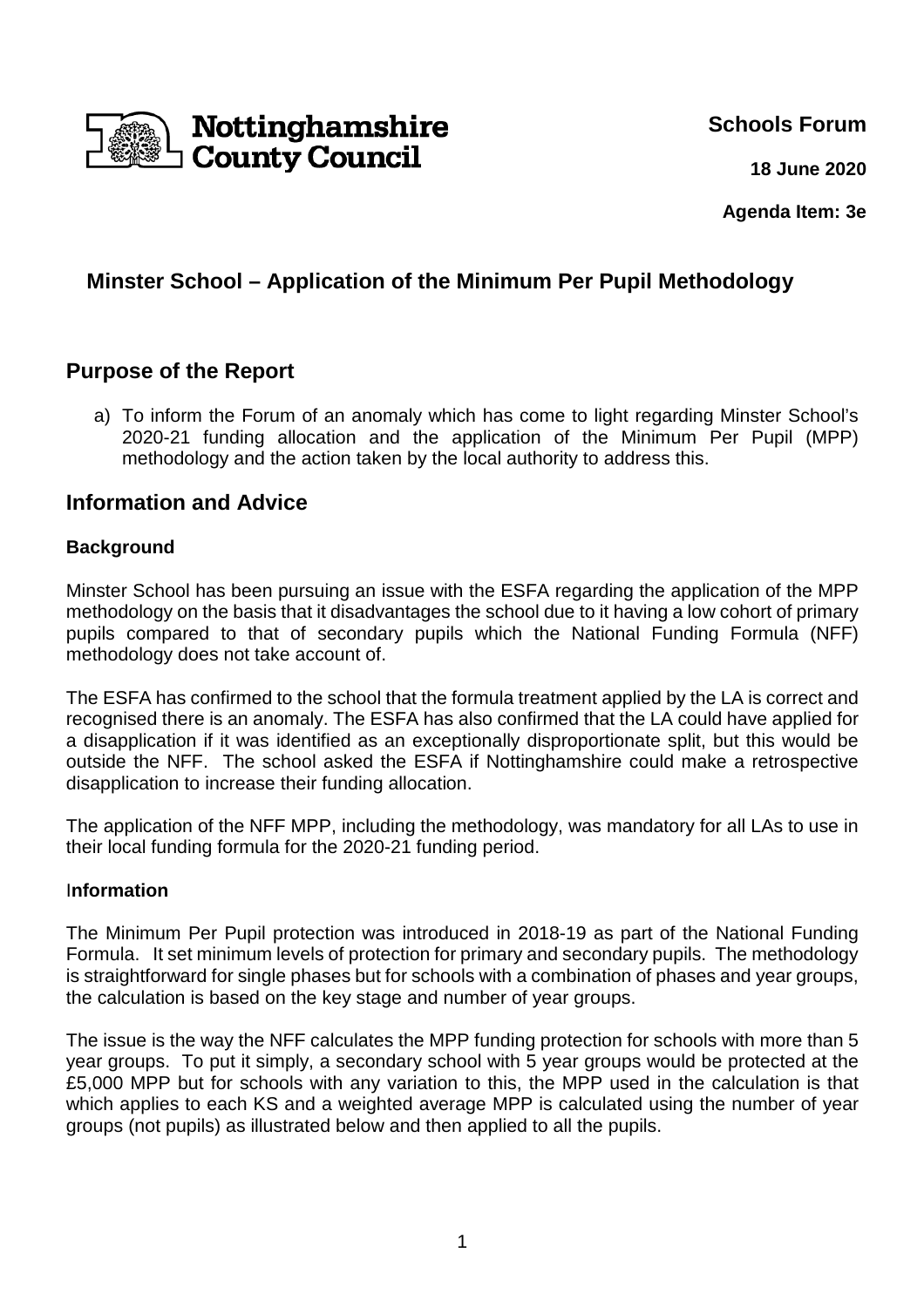Nottinghamshire County Council

**Schools Forum**

**18 June 2020**

**Agenda Item: 3e**

# Minster School – Application of the Minimum Per Pupil Methodology

## Purpose of the Report

a) To inform the Forum of an anomaly which has come to light regarding Minster School's 2020-21 funding allocation and the application of the Minimum Per Pupil (MPP) methodology and the action taken by the local authority to address this.

## Information and Advice

### Background

Minster School has been pursuing an issue with the ESFA regarding the application of the MPP methodology on the basis that it disadvantages the school due to it having a low cohort of primary pupils compared to that of secondary pupils which the National Funding Formula (NFF) methodology does not take account of.

The ESFA has confirmed to the school that the formula treatment applied by the LA is correct and recognised there is an anomaly. The ESFA has also confirmed that the LA could have applied for a disapplication if it was identified as an exceptionally disproportionate split, but this would be outside the NFF. The school asked the ESFA if Nottinghamshire could make a retrospective disapplication to increase their funding allocation.

The application of the NFF MPP, including the methodology, was mandatory for all LAs to use in their local funding formula for the 2020-21 funding period.

### Information

The Minimum Per Pupil protection was introduced in 2018-19 as part of the National Funding Formula. It set minimum levels of protection for primary and secondary pupils. The methodology is straightforward for single phases but for schools with a combination of phases and year groups, the calculation is based on the key stage and number of year groups.

The issue is the way the NFF calculates the MPP funding protection for schools with more than 5 year groups. To put it simply, a secondary school with 5 year groups would be protected at the £5,000 MPP but for schools with any variation to this, the MPP used in the calculation is that which applies to each KS and a weighted average MPP is calculated using the number of year groups (not pupils) as illustrated below and then applied to all the pupils.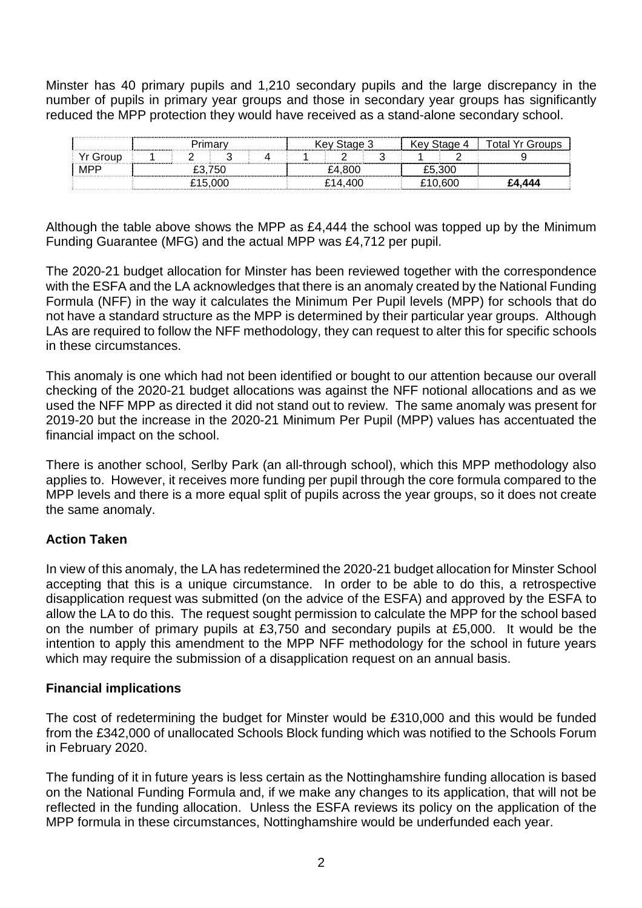Minster has 40 primary pupils and 1,210 secondary pupils and the large discrepancy in the number of pupils in primary year groups and those in secondary year groups has significantly reduced the MPP protection they would have received as a stand-alone secondary school.

| | Primary | | | | Key Stage 3 | | | Key Stage 4 | | Total Yr Groups |
|---|---|---|---|---|---|---|---|---|---|---|
| Yr Group | 1 | 2 | 3 | 4 | 1 | 2 | 3 | 1 | 2 | 9 |
| MPP | £3,750 | | | | £4,800 | | | £5,300 | | |
| | £15,000 | | | | £14,400 | | | £10,600 | | **£4,444** |

Although the table above shows the MPP as £4,444 the school was topped up by the Minimum Funding Guarantee (MFG) and the actual MPP was £4,712 per pupil.

The 2020-21 budget allocation for Minster has been reviewed together with the correspondence with the ESFA and the LA acknowledges that there is an anomaly created by the National Funding Formula (NFF) in the way it calculates the Minimum Per Pupil levels (MPP) for schools that do not have a standard structure as the MPP is determined by their particular year groups. Although LAs are required to follow the NFF methodology, they can request to alter this for specific schools in these circumstances.

This anomaly is one which had not been identified or bought to our attention because our overall checking of the 2020-21 budget allocations was against the NFF notional allocations and as we used the NFF MPP as directed it did not stand out to review. The same anomaly was present for 2019-20 but the increase in the 2020-21 Minimum Per Pupil (MPP) values has accentuated the financial impact on the school.

There is another school, Serlby Park (an all-through school), which this MPP methodology also applies to. However, it receives more funding per pupil through the core formula compared to the MPP levels and there is a more equal split of pupils across the year groups, so it does not create the same anomaly.

**Action Taken**

In view of this anomaly, the LA has redetermined the 2020-21 budget allocation for Minster School accepting that this is a unique circumstance. In order to be able to do this, a retrospective disapplication request was submitted (on the advice of the ESFA) and approved by the ESFA to allow the LA to do this. The request sought permission to calculate the MPP for the school based on the number of primary pupils at £3,750 and secondary pupils at £5,000. It would be the intention to apply this amendment to the MPP NFF methodology for the school in future years which may require the submission of a disapplication request on an annual basis.

**Financial implications**

The cost of redetermining the budget for Minster would be £310,000 and this would be funded from the £342,000 of unallocated Schools Block funding which was notified to the Schools Forum in February 2020.

The funding of it in future years is less certain as the Nottinghamshire funding allocation is based on the National Funding Formula and, if we make any changes to its application, that will not be reflected in the funding allocation. Unless the ESFA reviews its policy on the application of the MPP formula in these circumstances, Nottinghamshire would be underfunded each year.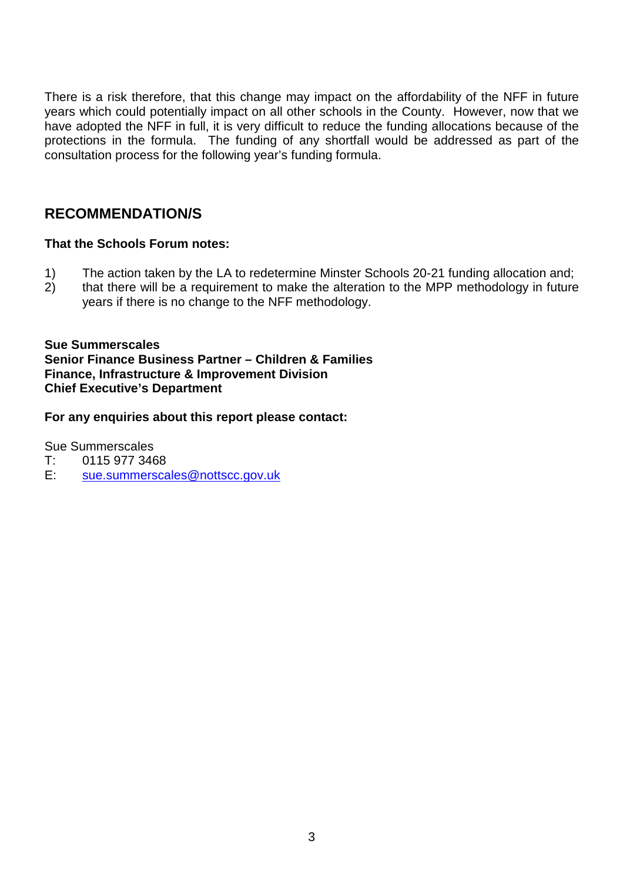There is a risk therefore, that this change may impact on the affordability of the NFF in future years which could potentially impact on all other schools in the County. However, now that we have adopted the NFF in full, it is very difficult to reduce the funding allocations because of the protections in the formula. The funding of any shortfall would be addressed as part of the consultation process for the following year's funding formula.

## RECOMMENDATION/S

**That the Schools Forum notes:**

1) The action taken by the LA to redetermine Minster Schools 20-21 funding allocation and;
2) that there will be a requirement to make the alteration to the MPP methodology in future years if there is no change to the NFF methodology.

**Sue Summerscales**
**Senior Finance Business Partner – Children & Families**
**Finance, Infrastructure & Improvement Division**
**Chief Executive's Department**

**For any enquiries about this report please contact:**

Sue Summerscales
T: 0115 977 3468
E: sue.summerscales@nottscc.gov.uk